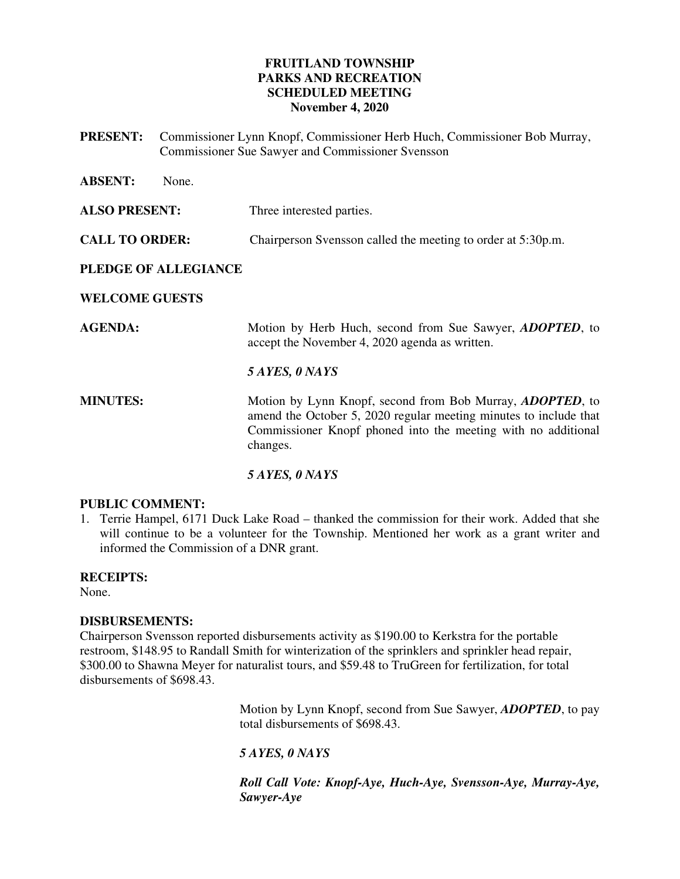# FRUITLAND TOWNSHIP
# PARKS AND RECREATION
# SCHEDULED MEETING
# November 4, 2020

**PRESENT:** Commissioner Lynn Knopf, Commissioner Herb Huch, Commissioner Bob Murray, Commissioner Sue Sawyer and Commissioner Svensson

**ABSENT:** None.

**ALSO PRESENT:** Three interested parties.

**CALL TO ORDER:** Chairperson Svensson called the meeting to order at 5:30p.m.

**PLEDGE OF ALLEGIANCE**

**WELCOME GUESTS**

**AGENDA:** Motion by Herb Huch, second from Sue Sawyer, ***ADOPTED***, to accept the November 4, 2020 agenda as written.

***5 AYES, 0 NAYS***

**MINUTES:** Motion by Lynn Knopf, second from Bob Murray, ***ADOPTED***, to amend the October 5, 2020 regular meeting minutes to include that Commissioner Knopf phoned into the meeting with no additional changes.

***5 AYES, 0 NAYS***

**PUBLIC COMMENT:**

1. Terrie Hampel, 6171 Duck Lake Road – thanked the commission for their work. Added that she will continue to be a volunteer for the Township. Mentioned her work as a grant writer and informed the Commission of a DNR grant.

**RECEIPTS:**
None.

**DISBURSEMENTS:**
Chairperson Svensson reported disbursements activity as $190.00 to Kerkstra for the portable restroom, $148.95 to Randall Smith for winterization of the sprinklers and sprinkler head repair, $300.00 to Shawna Meyer for naturalist tours, and $59.48 to TruGreen for fertilization, for total disbursements of $698.43.

Motion by Lynn Knopf, second from Sue Sawyer, ***ADOPTED***, to pay total disbursements of $698.43.

***5 AYES, 0 NAYS***

***Roll Call Vote: Knopf-Aye, Huch-Aye, Svensson-Aye, Murray-Aye, Sawyer-Aye***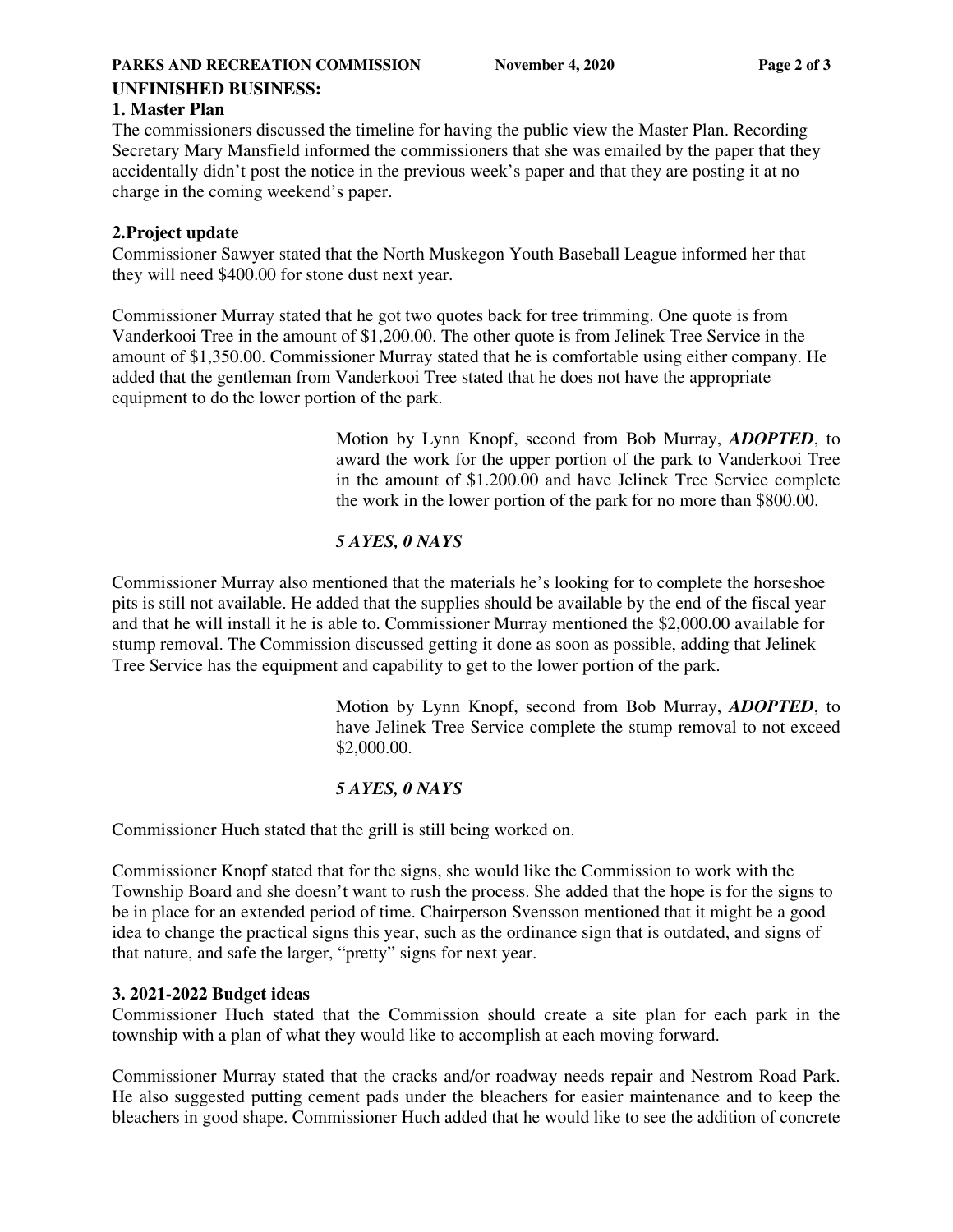**UNFINISHED BUSINESS:**

**1. Master Plan**

The commissioners discussed the timeline for having the public view the Master Plan. Recording Secretary Mary Mansfield informed the commissioners that she was emailed by the paper that they accidentally didn't post the notice in the previous week's paper and that they are posting it at no charge in the coming weekend's paper.

**2.Project update**

Commissioner Sawyer stated that the North Muskegon Youth Baseball League informed her that they will need $400.00 for stone dust next year.

Commissioner Murray stated that he got two quotes back for tree trimming. One quote is from Vanderkooi Tree in the amount of $1,200.00. The other quote is from Jelinek Tree Service in the amount of $1,350.00. Commissioner Murray stated that he is comfortable using either company. He added that the gentleman from Vanderkooi Tree stated that he does not have the appropriate equipment to do the lower portion of the park.

> Motion by Lynn Knopf, second from Bob Murray, ***ADOPTED***, to award the work for the upper portion of the park to Vanderkooi Tree in the amount of $1.200.00 and have Jelinek Tree Service complete the work in the lower portion of the park for no more than $800.00.
>
> ***5 AYES, 0 NAYS***

Commissioner Murray also mentioned that the materials he's looking for to complete the horseshoe pits is still not available. He added that the supplies should be available by the end of the fiscal year and that he will install it he is able to. Commissioner Murray mentioned the $2,000.00 available for stump removal. The Commission discussed getting it done as soon as possible, adding that Jelinek Tree Service has the equipment and capability to get to the lower portion of the park.

> Motion by Lynn Knopf, second from Bob Murray, ***ADOPTED***, to have Jelinek Tree Service complete the stump removal to not exceed $2,000.00.
>
> ***5 AYES, 0 NAYS***

Commissioner Huch stated that the grill is still being worked on.

Commissioner Knopf stated that for the signs, she would like the Commission to work with the Township Board and she doesn't want to rush the process. She added that the hope is for the signs to be in place for an extended period of time. Chairperson Svensson mentioned that it might be a good idea to change the practical signs this year, such as the ordinance sign that is outdated, and signs of that nature, and safe the larger, "pretty" signs for next year.

**3. 2021-2022 Budget ideas**

Commissioner Huch stated that the Commission should create a site plan for each park in the township with a plan of what they would like to accomplish at each moving forward.

Commissioner Murray stated that the cracks and/or roadway needs repair and Nestrom Road Park. He also suggested putting cement pads under the bleachers for easier maintenance and to keep the bleachers in good shape. Commissioner Huch added that he would like to see the addition of concrete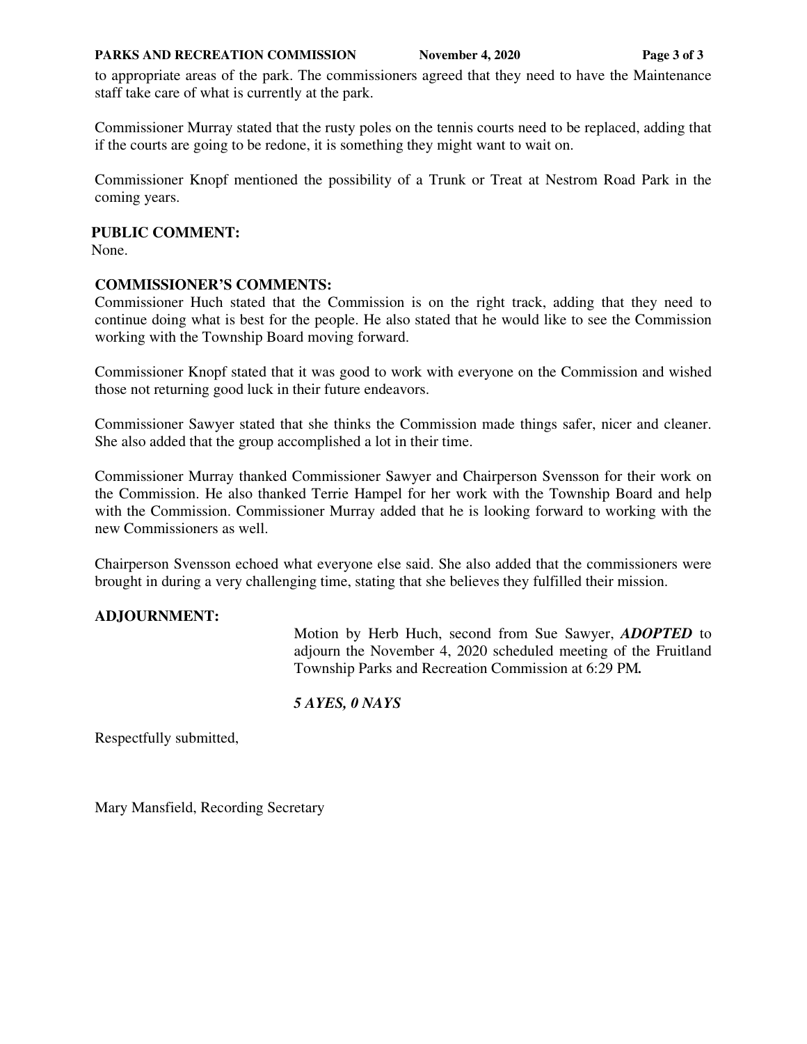to appropriate areas of the park. The commissioners agreed that they need to have the Maintenance staff take care of what is currently at the park.

Commissioner Murray stated that the rusty poles on the tennis courts need to be replaced, adding that if the courts are going to be redone, it is something they might want to wait on.

Commissioner Knopf mentioned the possibility of a Trunk or Treat at Nestrom Road Park in the coming years.

**PUBLIC COMMENT:**

None.

**COMMISSIONER'S COMMENTS:**

Commissioner Huch stated that the Commission is on the right track, adding that they need to continue doing what is best for the people. He also stated that he would like to see the Commission working with the Township Board moving forward.

Commissioner Knopf stated that it was good to work with everyone on the Commission and wished those not returning good luck in their future endeavors.

Commissioner Sawyer stated that she thinks the Commission made things safer, nicer and cleaner. She also added that the group accomplished a lot in their time.

Commissioner Murray thanked Commissioner Sawyer and Chairperson Svensson for their work on the Commission. He also thanked Terrie Hampel for her work with the Township Board and help with the Commission. Commissioner Murray added that he is looking forward to working with the new Commissioners as well.

Chairperson Svensson echoed what everyone else said. She also added that the commissioners were brought in during a very challenging time, stating that she believes they fulfilled their mission.

**ADJOURNMENT:**

Motion by Herb Huch, second from Sue Sawyer, ***ADOPTED*** to adjourn the November 4, 2020 scheduled meeting of the Fruitland Township Parks and Recreation Commission at 6:29 PM**.**

***5 AYES, 0 NAYS***

Respectfully submitted,

Mary Mansfield, Recording Secretary